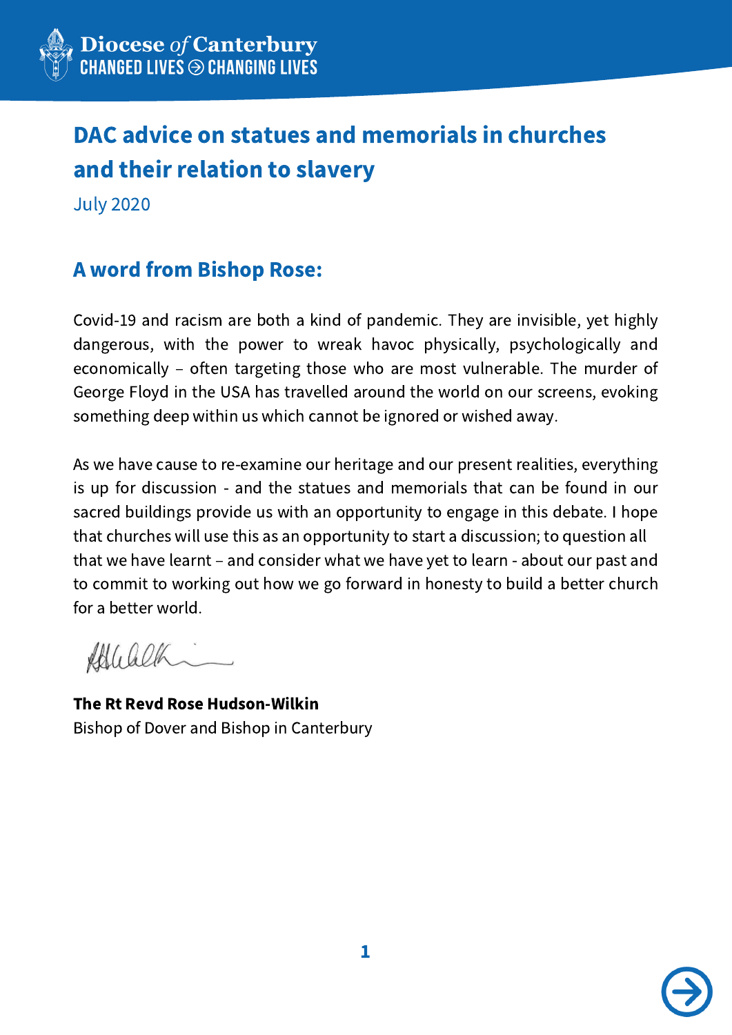Diocese *of* Canterbury
CHANGED LIVES → CHANGING LIVES

# DAC advice on statues and memorials in churches and their relation to slavery

July 2020

## A word from Bishop Rose:

Covid-19 and racism are both a kind of pandemic. They are invisible, yet highly dangerous, with the power to wreak havoc physically, psychologically and economically – often targeting those who are most vulnerable. The murder of George Floyd in the USA has travelled around the world on our screens, evoking something deep within us which cannot be ignored or wished away.

As we have cause to re-examine our heritage and our present realities, everything is up for discussion - and the statues and memorials that can be found in our sacred buildings provide us with an opportunity to engage in this debate. I hope that churches will use this as an opportunity to start a discussion; to question all that we have learnt – and consider what we have yet to learn - about our past and to commit to working out how we go forward in honesty to build a better church for a better world.

**The Rt Revd Rose Hudson-Wilkin**
Bishop of Dover and Bishop in Canterbury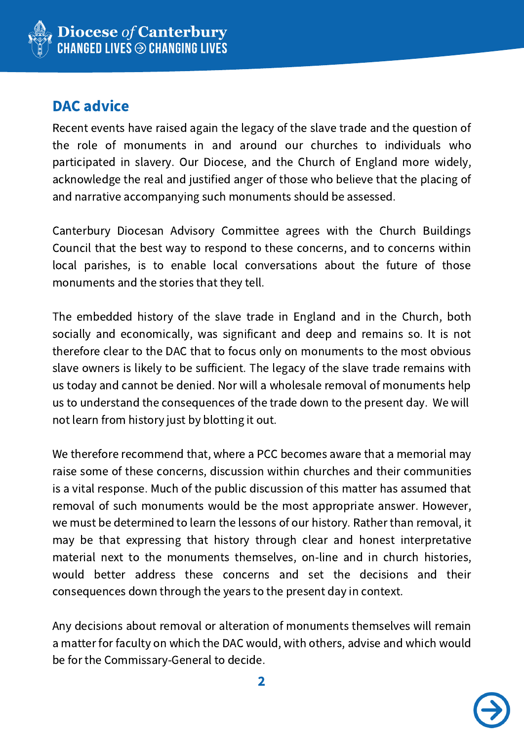## DAC advice

Recent events have raised again the legacy of the slave trade and the question of the role of monuments in and around our churches to individuals who participated in slavery. Our Diocese, and the Church of England more widely, acknowledge the real and justified anger of those who believe that the placing of and narrative accompanying such monuments should be assessed.

Canterbury Diocesan Advisory Committee agrees with the Church Buildings Council that the best way to respond to these concerns, and to concerns within local parishes, is to enable local conversations about the future of those monuments and the stories that they tell.

The embedded history of the slave trade in England and in the Church, both socially and economically, was significant and deep and remains so. It is not therefore clear to the DAC that to focus only on monuments to the most obvious slave owners is likely to be sufficient. The legacy of the slave trade remains with us today and cannot be denied. Nor will a wholesale removal of monuments help us to understand the consequences of the trade down to the present day. We will not learn from history just by blotting it out.

We therefore recommend that, where a PCC becomes aware that a memorial may raise some of these concerns, discussion within churches and their communities is a vital response. Much of the public discussion of this matter has assumed that removal of such monuments would be the most appropriate answer. However, we must be determined to learn the lessons of our history. Rather than removal, it may be that expressing that history through clear and honest interpretative material next to the monuments themselves, on-line and in church histories, would better address these concerns and set the decisions and their consequences down through the years to the present day in context.

Any decisions about removal or alteration of monuments themselves will remain a matter for faculty on which the DAC would, with others, advise and which would be for the Commissary-General to decide.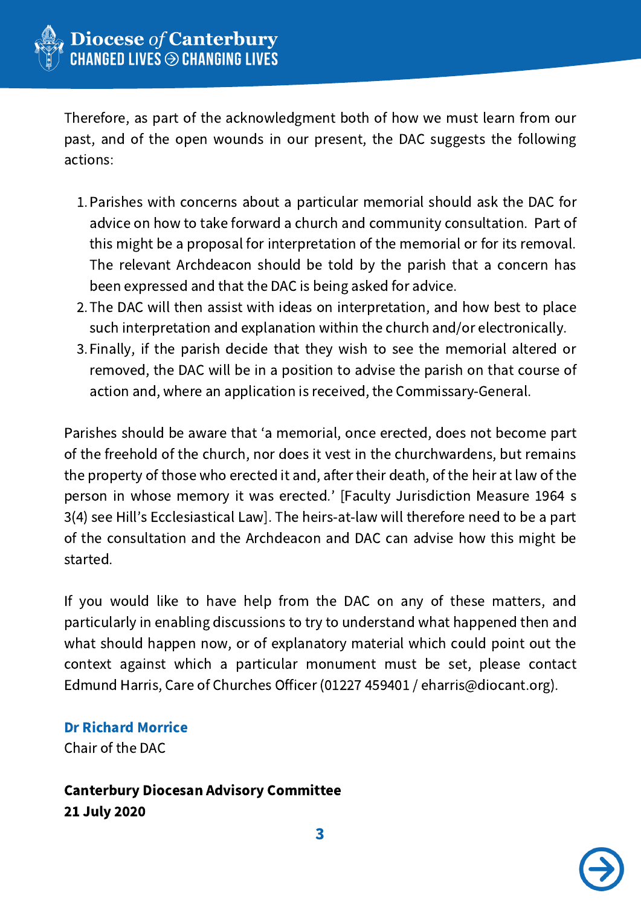Therefore, as part of the acknowledgment both of how we must learn from our past, and of the open wounds in our present, the DAC suggests the following actions:

1. Parishes with concerns about a particular memorial should ask the DAC for advice on how to take forward a church and community consultation. Part of this might be a proposal for interpretation of the memorial or for its removal. The relevant Archdeacon should be told by the parish that a concern has been expressed and that the DAC is being asked for advice.
2. The DAC will then assist with ideas on interpretation, and how best to place such interpretation and explanation within the church and/or electronically.
3. Finally, if the parish decide that they wish to see the memorial altered or removed, the DAC will be in a position to advise the parish on that course of action and, where an application is received, the Commissary-General.

Parishes should be aware that 'a memorial, once erected, does not become part of the freehold of the church, nor does it vest in the churchwardens, but remains the property of those who erected it and, after their death, of the heir at law of the person in whose memory it was erected.' [Faculty Jurisdiction Measure 1964 s 3(4) see Hill's Ecclesiastical Law]. The heirs-at-law will therefore need to be a part of the consultation and the Archdeacon and DAC can advise how this might be started.

If you would like to have help from the DAC on any of these matters, and particularly in enabling discussions to try to understand what happened then and what should happen now, or of explanatory material which could point out the context against which a particular monument must be set, please contact Edmund Harris, Care of Churches Officer (01227 459401 / eharris@diocant.org).

**Dr Richard Morrice**
Chair of the DAC

**Canterbury Diocesan Advisory Committee**
**21 July 2020**